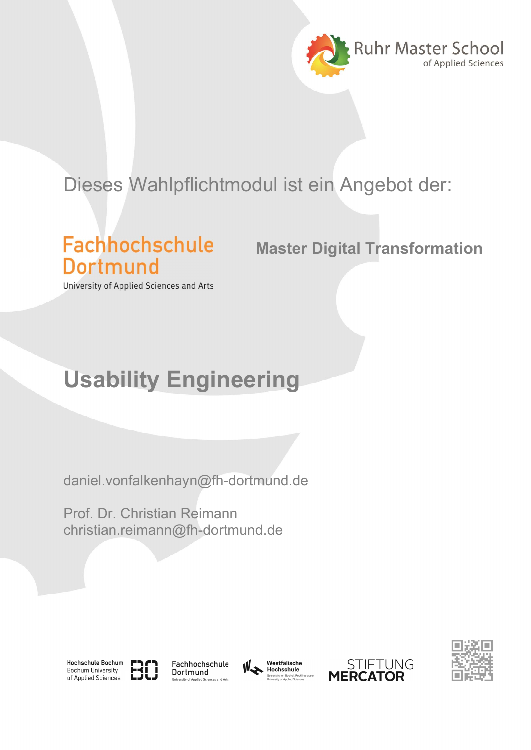Ruhr Master School
of Applied Sciences

Dieses Wahlpflichtmodul ist ein Angebot der:

Fachhochschule Dortmund
University of Applied Sciences and Arts

**Master Digital Transformation**

# Usability Engineering

daniel.vonfalkenhayn@fh-dortmund.de

Prof. Dr. Christian Reimann
christian.reimann@fh-dortmund.de

Hochschule Bochum
Bochum University
of Applied Sciences

Fachhochschule Dortmund
University of Applied Sciences and Arts

Westfälische Hochschule
Gelsenkirchen Bocholt Recklinghausen
University of Applied Sciences

STIFTUNG MERCATOR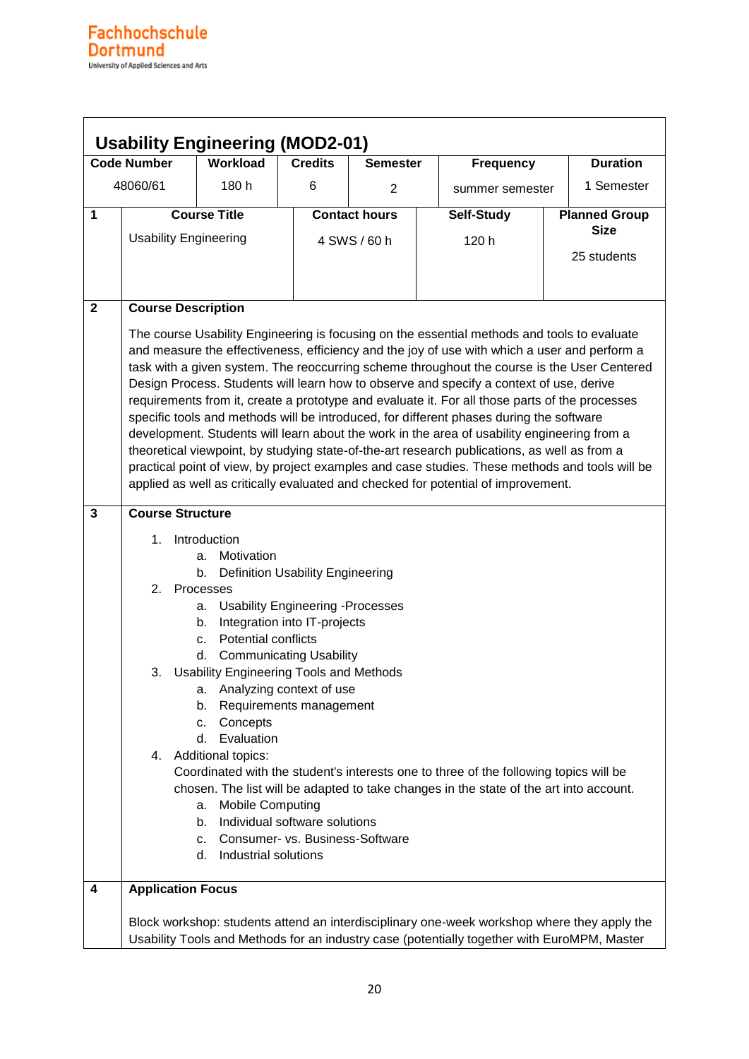## Usability Engineering (MOD2-01)

| Code Number | Workload | Credits | Semester | Frequency | Duration |
|---|---|---|---|---|---|
| 48060/61 | 180 h | 6 | 2 | summer semester | 1 Semester |

| | Course Title | Contact hours | Self-Study | Planned Group Size |
|---|---|---|---|---|
| 1 | Usability Engineering | 4 SWS / 60 h | 120 h | 25 students |

**2 Course Description**

The course Usability Engineering is focusing on the essential methods and tools to evaluate and measure the effectiveness, efficiency and the joy of use with which a user and perform a task with a given system. The reoccurring scheme throughout the course is the User Centered Design Process. Students will learn how to observe and specify a context of use, derive requirements from it, create a prototype and evaluate it. For all those parts of the processes specific tools and methods will be introduced, for different phases during the software development. Students will learn about the work in the area of usability engineering from a theoretical viewpoint, by studying state-of-the-art research publications, as well as from a practical point of view, by project examples and case studies. These methods and tools will be applied as well as critically evaluated and checked for potential of improvement.

**3 Course Structure**

1. Introduction
   a. Motivation
   b. Definition Usability Engineering
2. Processes
   a. Usability Engineering -Processes
   b. Integration into IT-projects
   c. Potential conflicts
   d. Communicating Usability
3. Usability Engineering Tools and Methods
   a. Analyzing context of use
   b. Requirements management
   c. Concepts
   d. Evaluation
4. Additional topics:
   Coordinated with the student's interests one to three of the following topics will be chosen. The list will be adapted to take changes in the state of the art into account.
   a. Mobile Computing
   b. Individual software solutions
   c. Consumer- vs. Business-Software
   d. Industrial solutions

**4 Application Focus**

Block workshop: students attend an interdisciplinary one-week workshop where they apply the Usability Tools and Methods for an industry case (potentially together with EuroMPM, Master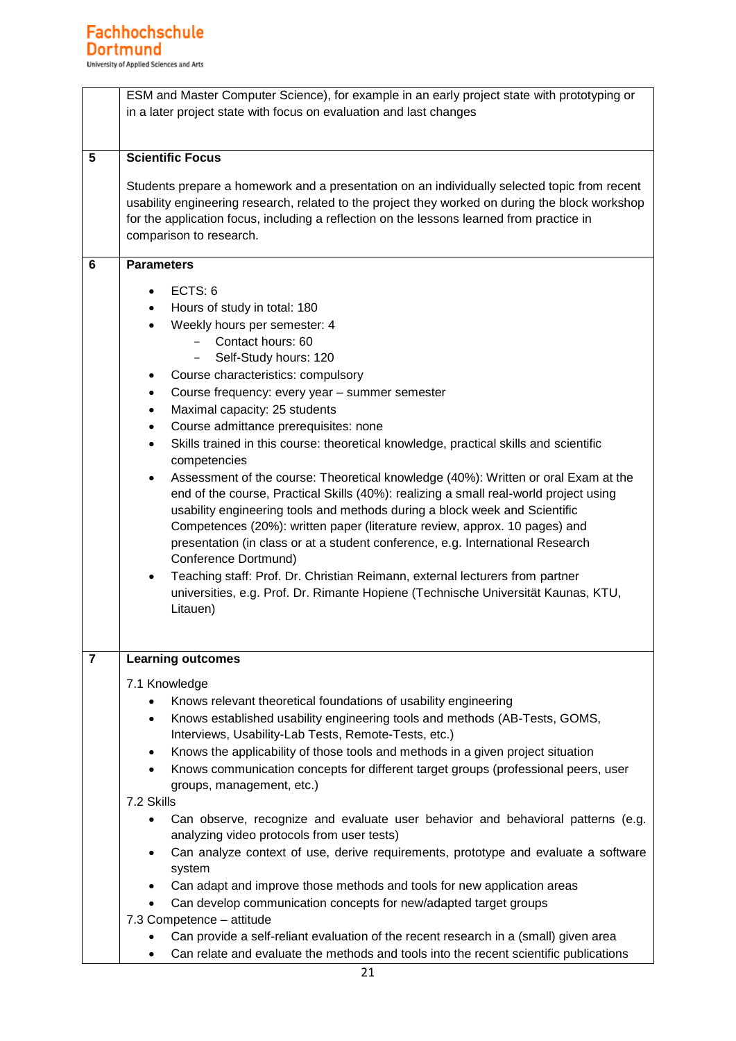| | |
|---|---|
| | ESM and Master Computer Science), for example in an early project state with prototyping or in a later project state with focus on evaluation and last changes |
| 5 | **Scientific Focus**<br><br>Students prepare a homework and a presentation on an individually selected topic from recent usability engineering research, related to the project they worked on during the block workshop for the application focus, including a reflection on the lessons learned from practice in comparison to research. |
| 6 | **Parameters**<br><br>• ECTS: 6<br>• Hours of study in total: 180<br>• Weekly hours per semester: 4<br>  – Contact hours: 60<br>  – Self-Study hours: 120<br>• Course characteristics: compulsory<br>• Course frequency: every year – summer semester<br>• Maximal capacity: 25 students<br>• Course admittance prerequisites: none<br>• Skills trained in this course: theoretical knowledge, practical skills and scientific competencies<br>• Assessment of the course: Theoretical knowledge (40%): Written or oral Exam at the end of the course, Practical Skills (40%): realizing a small real-world project using usability engineering tools and methods during a block week and Scientific Competences (20%): written paper (literature review, approx. 10 pages) and presentation (in class or at a student conference, e.g. International Research Conference Dortmund)<br>• Teaching staff: Prof. Dr. Christian Reimann, external lecturers from partner universities, e.g. Prof. Dr. Rimante Hopiene (Technische Universität Kaunas, KTU, Litauen) |
| 7 | **Learning outcomes**<br><br>7.1 Knowledge<br>• Knows relevant theoretical foundations of usability engineering<br>• Knows established usability engineering tools and methods (AB-Tests, GOMS, Interviews, Usability-Lab Tests, Remote-Tests, etc.)<br>• Knows the applicability of those tools and methods in a given project situation<br>• Knows communication concepts for different target groups (professional peers, user groups, management, etc.)<br>7.2 Skills<br>• Can observe, recognize and evaluate user behavior and behavioral patterns (e.g. analyzing video protocols from user tests)<br>• Can analyze context of use, derive requirements, prototype and evaluate a software system<br>• Can adapt and improve those methods and tools for new application areas<br>• Can develop communication concepts for new/adapted target groups<br>7.3 Competence – attitude<br>• Can provide a self-reliant evaluation of the recent research in a (small) given area<br>• Can relate and evaluate the methods and tools into the recent scientific publications |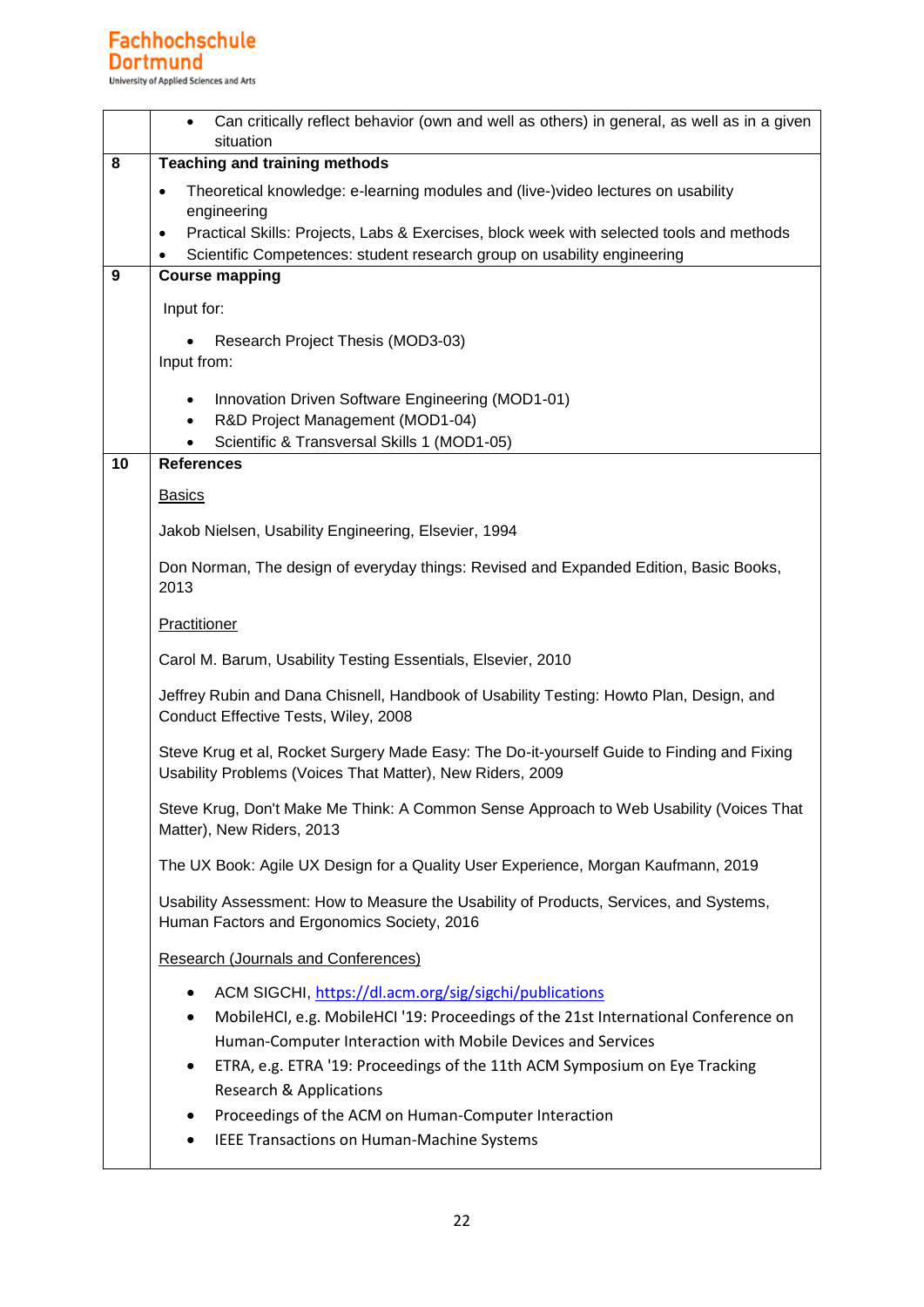| | |
|---|---|
| | • Can critically reflect behavior (own and well as others) in general, as well as in a given situation |
| **8** | **Teaching and training methods**<br>• Theoretical knowledge: e-learning modules and (live-)video lectures on usability engineering<br>• Practical Skills: Projects, Labs & Exercises, block week with selected tools and methods<br>• Scientific Competences: student research group on usability engineering |
| **9** | **Course mapping**<br>Input for:<br>• Research Project Thesis (MOD3-03)<br>Input from:<br>• Innovation Driven Software Engineering (MOD1-01)<br>• R&D Project Management (MOD1-04)<br>• Scientific & Transversal Skills 1 (MOD1-05) |
| **10** | **References**<br><u>Basics</u><br>Jakob Nielsen, Usability Engineering, Elsevier, 1994<br>Don Norman, The design of everyday things: Revised and Expanded Edition, Basic Books, 2013<br><u>Practitioner</u><br>Carol M. Barum, Usability Testing Essentials, Elsevier, 2010<br>Jeffrey Rubin and Dana Chisnell, Handbook of Usability Testing: Howto Plan, Design, and Conduct Effective Tests, Wiley, 2008<br>Steve Krug et al, Rocket Surgery Made Easy: The Do-it-yourself Guide to Finding and Fixing Usability Problems (Voices That Matter), New Riders, 2009<br>Steve Krug, Don't Make Me Think: A Common Sense Approach to Web Usability (Voices That Matter), New Riders, 2013<br>The UX Book: Agile UX Design for a Quality User Experience, Morgan Kaufmann, 2019<br>Usability Assessment: How to Measure the Usability of Products, Services, and Systems, Human Factors and Ergonomics Society, 2016<br><u>Research (Journals and Conferences)</u><br>• ACM SIGCHI, https://dl.acm.org/sig/sigchi/publications<br>• MobileHCI, e.g. MobileHCI '19: Proceedings of the 21st International Conference on Human-Computer Interaction with Mobile Devices and Services<br>• ETRA, e.g. ETRA '19: Proceedings of the 11th ACM Symposium on Eye Tracking Research & Applications<br>• Proceedings of the ACM on Human-Computer Interaction<br>• IEEE Transactions on Human-Machine Systems |